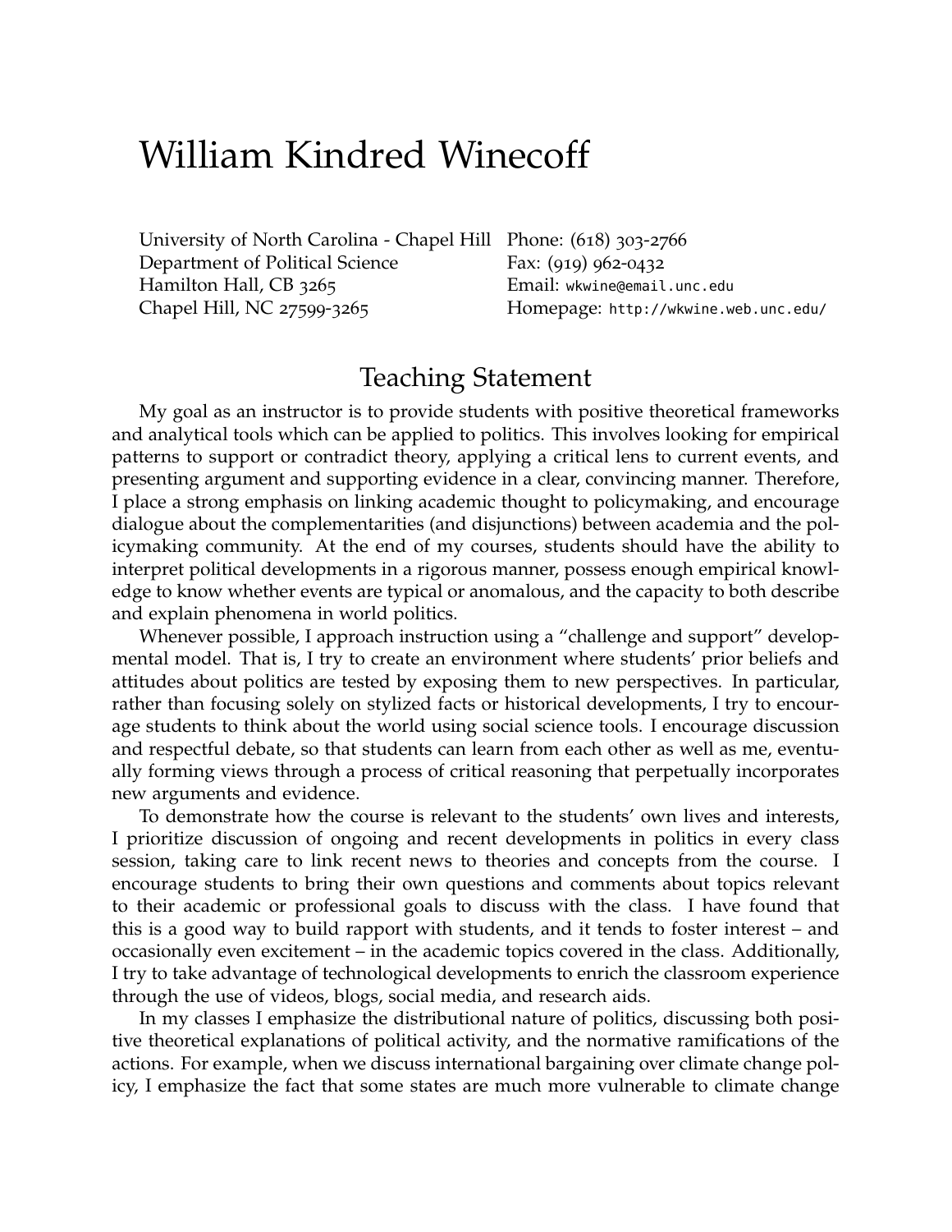# William Kindred Winecoff

University of North Carolina - Chapel Hill
Department of Political Science
Hamilton Hall, CB 3265
Chapel Hill, NC 27599-3265

Phone: (618) 303-2766
Fax: (919) 962-0432
Email: `wkwine@email.unc.edu`
Homepage: `http://wkwine.web.unc.edu/`

## Teaching Statement

My goal as an instructor is to provide students with positive theoretical frameworks and analytical tools which can be applied to politics. This involves looking for empirical patterns to support or contradict theory, applying a critical lens to current events, and presenting argument and supporting evidence in a clear, convincing manner. Therefore, I place a strong emphasis on linking academic thought to policymaking, and encourage dialogue about the complementarities (and disjunctions) between academia and the policymaking community. At the end of my courses, students should have the ability to interpret political developments in a rigorous manner, possess enough empirical knowledge to know whether events are typical or anomalous, and the capacity to both describe and explain phenomena in world politics.

Whenever possible, I approach instruction using a "challenge and support" developmental model. That is, I try to create an environment where students' prior beliefs and attitudes about politics are tested by exposing them to new perspectives. In particular, rather than focusing solely on stylized facts or historical developments, I try to encourage students to think about the world using social science tools. I encourage discussion and respectful debate, so that students can learn from each other as well as me, eventually forming views through a process of critical reasoning that perpetually incorporates new arguments and evidence.

To demonstrate how the course is relevant to the students' own lives and interests, I prioritize discussion of ongoing and recent developments in politics in every class session, taking care to link recent news to theories and concepts from the course. I encourage students to bring their own questions and comments about topics relevant to their academic or professional goals to discuss with the class. I have found that this is a good way to build rapport with students, and it tends to foster interest – and occasionally even excitement – in the academic topics covered in the class. Additionally, I try to take advantage of technological developments to enrich the classroom experience through the use of videos, blogs, social media, and research aids.

In my classes I emphasize the distributional nature of politics, discussing both positive theoretical explanations of political activity, and the normative ramifications of the actions. For example, when we discuss international bargaining over climate change policy, I emphasize the fact that some states are much more vulnerable to climate change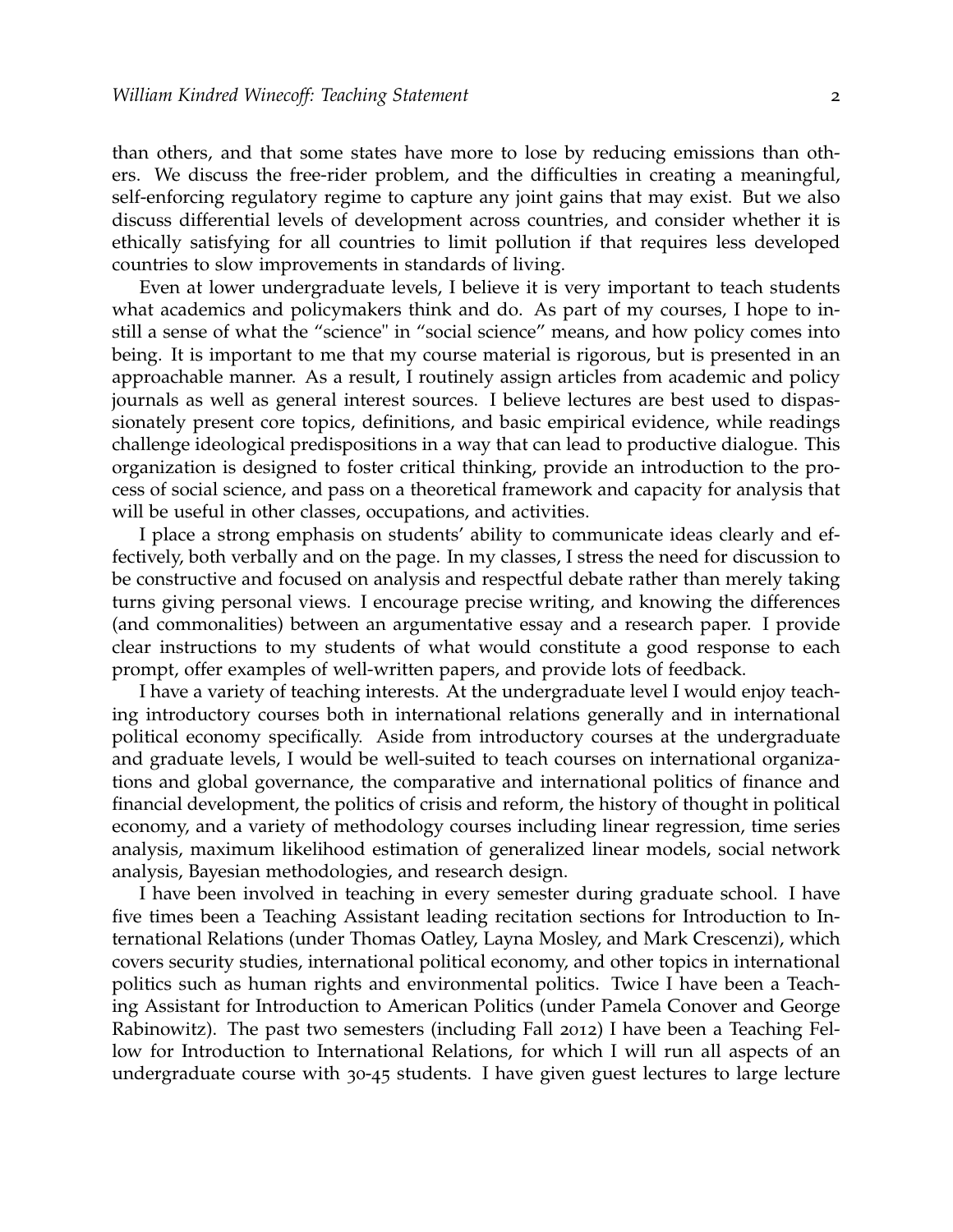than others, and that some states have more to lose by reducing emissions than others. We discuss the free-rider problem, and the difficulties in creating a meaningful, self-enforcing regulatory regime to capture any joint gains that may exist. But we also discuss differential levels of development across countries, and consider whether it is ethically satisfying for all countries to limit pollution if that requires less developed countries to slow improvements in standards of living.

Even at lower undergraduate levels, I believe it is very important to teach students what academics and policymakers think and do. As part of my courses, I hope to instill a sense of what the "science" in "social science" means, and how policy comes into being. It is important to me that my course material is rigorous, but is presented in an approachable manner. As a result, I routinely assign articles from academic and policy journals as well as general interest sources. I believe lectures are best used to dispassionately present core topics, definitions, and basic empirical evidence, while readings challenge ideological predispositions in a way that can lead to productive dialogue. This organization is designed to foster critical thinking, provide an introduction to the process of social science, and pass on a theoretical framework and capacity for analysis that will be useful in other classes, occupations, and activities.

I place a strong emphasis on students' ability to communicate ideas clearly and effectively, both verbally and on the page. In my classes, I stress the need for discussion to be constructive and focused on analysis and respectful debate rather than merely taking turns giving personal views. I encourage precise writing, and knowing the differences (and commonalities) between an argumentative essay and a research paper. I provide clear instructions to my students of what would constitute a good response to each prompt, offer examples of well-written papers, and provide lots of feedback.

I have a variety of teaching interests. At the undergraduate level I would enjoy teaching introductory courses both in international relations generally and in international political economy specifically. Aside from introductory courses at the undergraduate and graduate levels, I would be well-suited to teach courses on international organizations and global governance, the comparative and international politics of finance and financial development, the politics of crisis and reform, the history of thought in political economy, and a variety of methodology courses including linear regression, time series analysis, maximum likelihood estimation of generalized linear models, social network analysis, Bayesian methodologies, and research design.

I have been involved in teaching in every semester during graduate school. I have five times been a Teaching Assistant leading recitation sections for Introduction to International Relations (under Thomas Oatley, Layna Mosley, and Mark Crescenzi), which covers security studies, international political economy, and other topics in international politics such as human rights and environmental politics. Twice I have been a Teaching Assistant for Introduction to American Politics (under Pamela Conover and George Rabinowitz). The past two semesters (including Fall 2012) I have been a Teaching Fellow for Introduction to International Relations, for which I will run all aspects of an undergraduate course with 30-45 students. I have given guest lectures to large lecture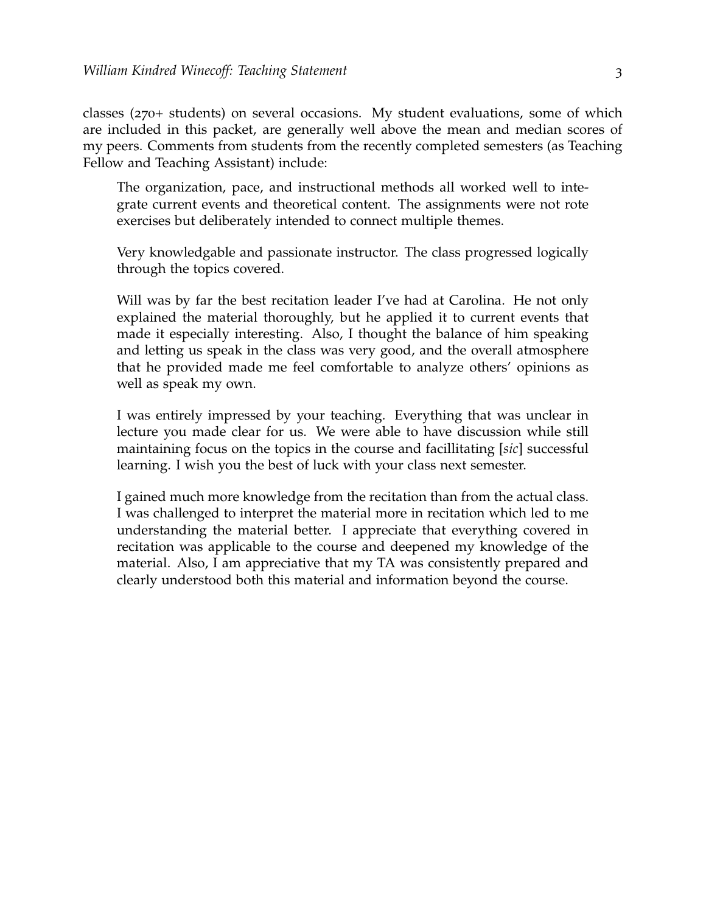classes (270+ students) on several occasions. My student evaluations, some of which are included in this packet, are generally well above the mean and median scores of my peers. Comments from students from the recently completed semesters (as Teaching Fellow and Teaching Assistant) include:

> The organization, pace, and instructional methods all worked well to integrate current events and theoretical content. The assignments were not rote exercises but deliberately intended to connect multiple themes.
>
> Very knowledgable and passionate instructor. The class progressed logically through the topics covered.
>
> Will was by far the best recitation leader I've had at Carolina. He not only explained the material thoroughly, but he applied it to current events that made it especially interesting. Also, I thought the balance of him speaking and letting us speak in the class was very good, and the overall atmosphere that he provided made me feel comfortable to analyze others' opinions as well as speak my own.
>
> I was entirely impressed by your teaching. Everything that was unclear in lecture you made clear for us. We were able to have discussion while still maintaining focus on the topics in the course and facillitating [*sic*] successful learning. I wish you the best of luck with your class next semester.
>
> I gained much more knowledge from the recitation than from the actual class. I was challenged to interpret the material more in recitation which led to me understanding the material better. I appreciate that everything covered in recitation was applicable to the course and deepened my knowledge of the material. Also, I am appreciative that my TA was consistently prepared and clearly understood both this material and information beyond the course.